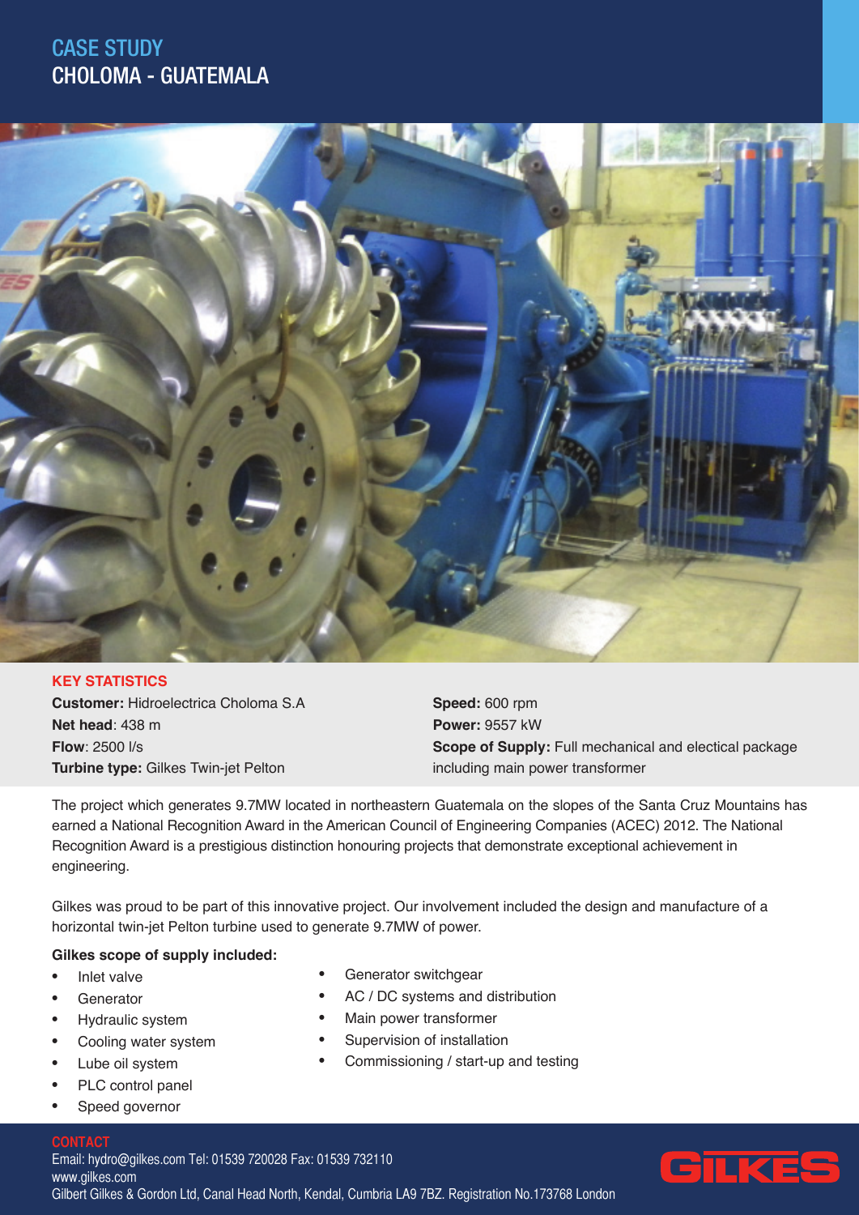# CASE STUDY
# CHOLOMA - GUATEMALA

## KEY STATISTICS

**Customer:** Hidroelectrica Choloma S.A
**Net head**: 438 m
**Flow**: 2500 l/s
**Turbine type:** Gilkes Twin-jet Pelton

**Speed:** 600 rpm
**Power:** 9557 kW
**Scope of Supply:** Full mechanical and electical package including main power transformer

The project which generates 9.7MW located in northeastern Guatemala on the slopes of the Santa Cruz Mountains has earned a National Recognition Award in the American Council of Engineering Companies (ACEC) 2012. The National Recognition Award is a prestigious distinction honouring projects that demonstrate exceptional achievement in engineering.

Gilkes was proud to be part of this innovative project. Our involvement included the design and manufacture of a horizontal twin-jet Pelton turbine used to generate 9.7MW of power.

**Gilkes scope of supply included:**

- Inlet valve
- Generator
- Hydraulic system
- Cooling water system
- Lube oil system
- PLC control panel
- Speed governor
- Generator switchgear
- AC / DC systems and distribution
- Main power transformer
- Supervision of installation
- Commissioning / start-up and testing

## CONTACT

Email: hydro@gilkes.com Tel: 01539 720028 Fax: 01539 732110
www.gilkes.com
Gilbert Gilkes & Gordon Ltd, Canal Head North, Kendal, Cumbria LA9 7BZ. Registration No.173768 London

GILKES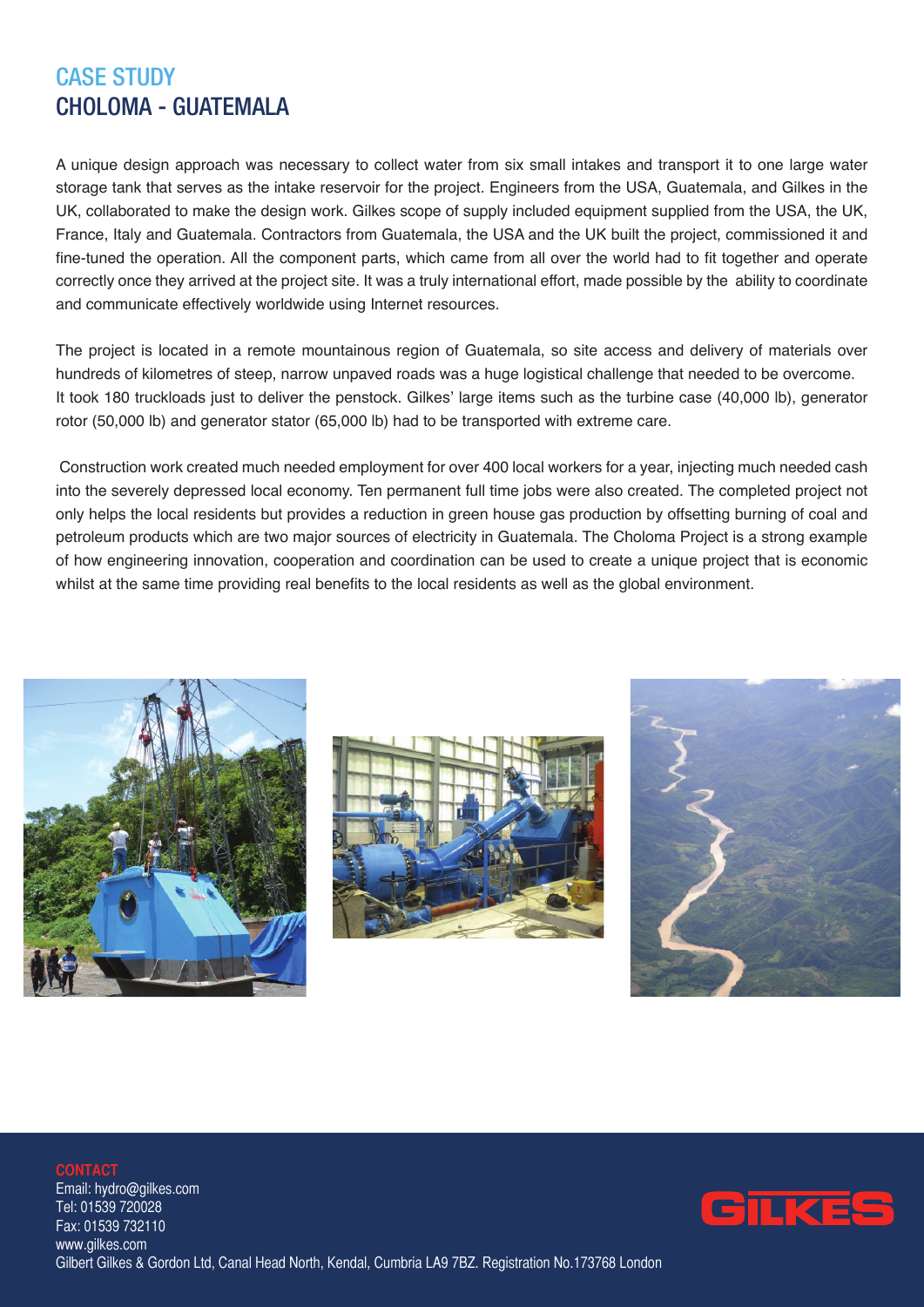## CASE STUDY
## CHOLOMA - GUATEMALA

A unique design approach was necessary to collect water from six small intakes and transport it to one large water storage tank that serves as the intake reservoir for the project. Engineers from the USA, Guatemala, and Gilkes in the UK, collaborated to make the design work. Gilkes scope of supply included equipment supplied from the USA, the UK, France, Italy and Guatemala. Contractors from Guatemala, the USA and the UK built the project, commissioned it and fine-tuned the operation. All the component parts, which came from all over the world had to fit together and operate correctly once they arrived at the project site. It was a truly international effort, made possible by the ability to coordinate and communicate effectively worldwide using Internet resources.

The project is located in a remote mountainous region of Guatemala, so site access and delivery of materials over hundreds of kilometres of steep, narrow unpaved roads was a huge logistical challenge that needed to be overcome. It took 180 truckloads just to deliver the penstock. Gilkes' large items such as the turbine case (40,000 lb), generator rotor (50,000 lb) and generator stator (65,000 lb) had to be transported with extreme care.

Construction work created much needed employment for over 400 local workers for a year, injecting much needed cash into the severely depressed local economy. Ten permanent full time jobs were also created. The completed project not only helps the local residents but provides a reduction in green house gas production by offsetting burning of coal and petroleum products which are two major sources of electricity in Guatemala. The Choloma Project is a strong example of how engineering innovation, cooperation and coordination can be used to create a unique project that is economic whilst at the same time providing real benefits to the local residents as well as the global environment.

**CONTACT**

Email: hydro@gilkes.com
Tel: 01539 720028
Fax: 01539 732110
www.gilkes.com
Gilbert Gilkes & Gordon Ltd, Canal Head North, Kendal, Cumbria LA9 7BZ. Registration No.173768 London

GILKES